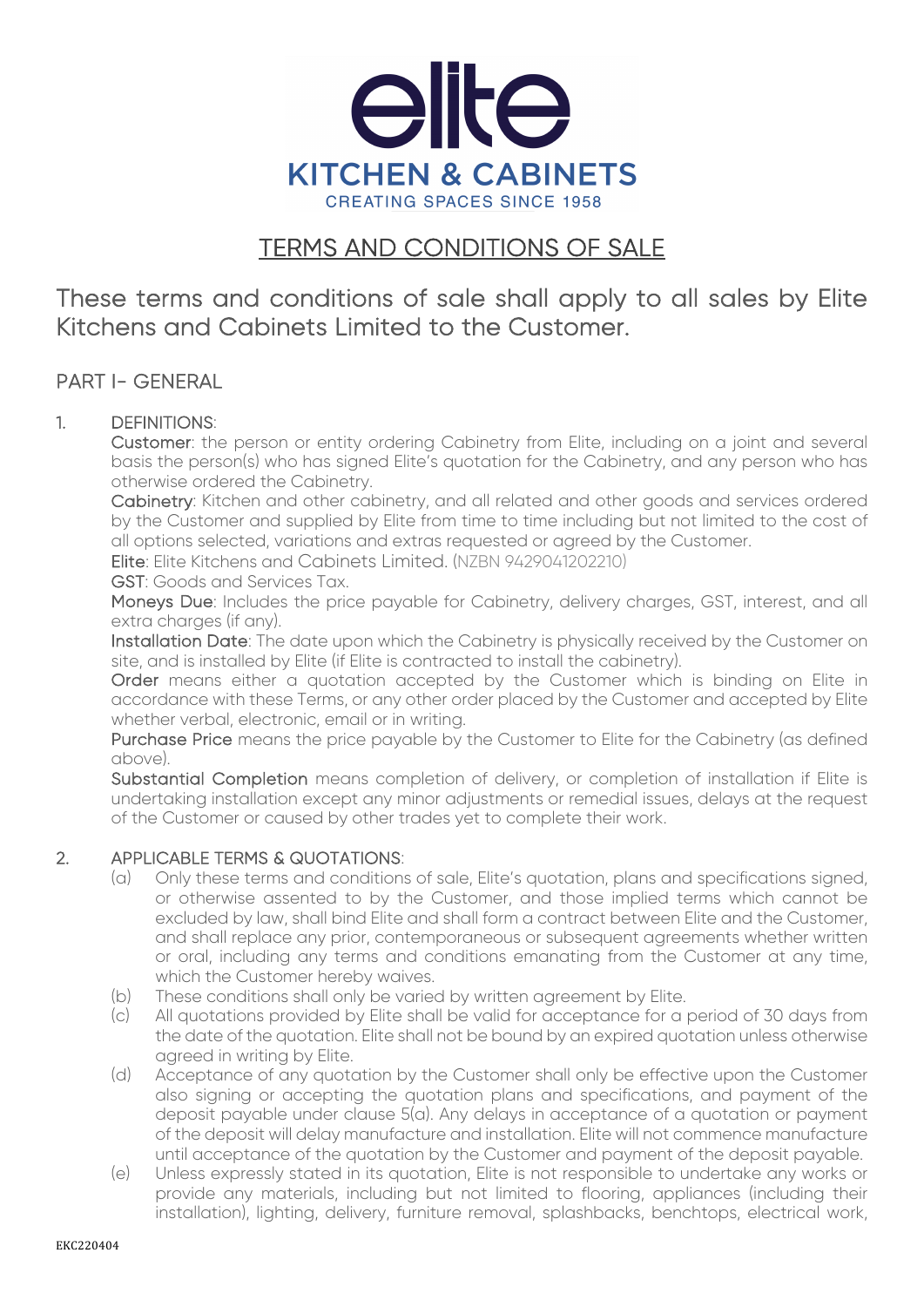# elite KITCHEN & CABINETS

CREATING SPACES SINCE 1958

## TERMS AND CONDITIONS OF SALE

These terms and conditions of sale shall apply to all sales by Elite Kitchens and Cabinets Limited to the Customer.

## PART I- GENERAL

1. DEFINITIONS:

   **Customer**: the person or entity ordering Cabinetry from Elite, including on a joint and several basis the person(s) who has signed Elite's quotation for the Cabinetry, and any person who has otherwise ordered the Cabinetry.

   **Cabinetry**: Kitchen and other cabinetry, and all related and other goods and services ordered by the Customer and supplied by Elite from time to time including but not limited to the cost of all options selected, variations and extras requested or agreed by the Customer.

   **Elite**: Elite Kitchens and Cabinets Limited. (NZBN 9429041202210)

   **GST**: Goods and Services Tax.

   **Moneys Due**: Includes the price payable for Cabinetry, delivery charges, GST, interest, and all extra charges (if any).

   **Installation Date**: The date upon which the Cabinetry is physically received by the Customer on site, and is installed by Elite (if Elite is contracted to install the cabinetry).

   **Order** means either a quotation accepted by the Customer which is binding on Elite in accordance with these Terms, or any other order placed by the Customer and accepted by Elite whether verbal, electronic, email or in writing.

   **Purchase Price** means the price payable by the Customer to Elite for the Cabinetry (as defined above).

   **Substantial Completion** means completion of delivery, or completion of installation if Elite is undertaking installation except any minor adjustments or remedial issues, delays at the request of the Customer or caused by other trades yet to complete their work.

2. APPLICABLE TERMS & QUOTATIONS:
   - (a) Only these terms and conditions of sale, Elite's quotation, plans and specifications signed, or otherwise assented to by the Customer, and those implied terms which cannot be excluded by law, shall bind Elite and shall form a contract between Elite and the Customer, and shall replace any prior, contemporaneous or subsequent agreements whether written or oral, including any terms and conditions emanating from the Customer at any time, which the Customer hereby waives.
   - (b) These conditions shall only be varied by written agreement by Elite.
   - (c) All quotations provided by Elite shall be valid for acceptance for a period of 30 days from the date of the quotation. Elite shall not be bound by an expired quotation unless otherwise agreed in writing by Elite.
   - (d) Acceptance of any quotation by the Customer shall only be effective upon the Customer also signing or accepting the quotation plans and specifications, and payment of the deposit payable under clause 5(a). Any delays in acceptance of a quotation or payment of the deposit will delay manufacture and installation. Elite will not commence manufacture until acceptance of the quotation by the Customer and payment of the deposit payable.
   - (e) Unless expressly stated in its quotation, Elite is not responsible to undertake any works or provide any materials, including but not limited to flooring, appliances (including their installation), lighting, delivery, furniture removal, splashbacks, benchtops, electrical work,

EKC220404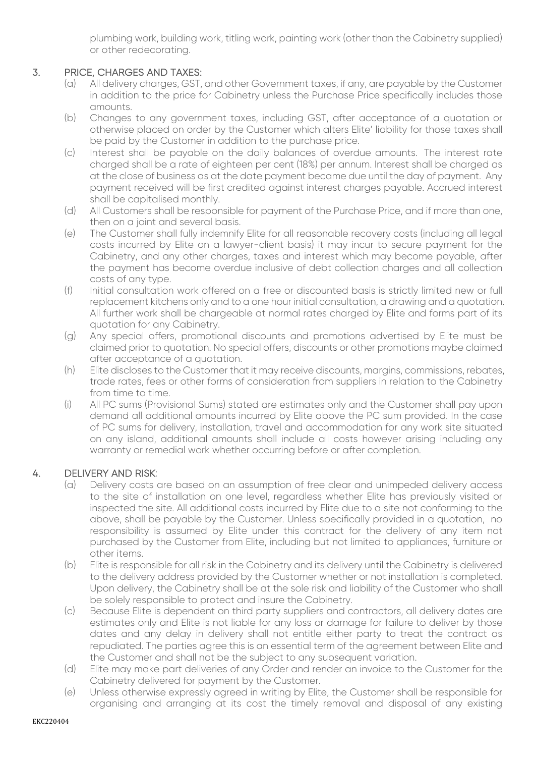plumbing work, building work, titling work, painting work (other than the Cabinetry supplied) or other redecorating.

## 3. PRICE, CHARGES AND TAXES:

(a) All delivery charges, GST, and other Government taxes, if any, are payable by the Customer in addition to the price for Cabinetry unless the Purchase Price specifically includes those amounts.

(b) Changes to any government taxes, including GST, after acceptance of a quotation or otherwise placed on order by the Customer which alters Elite' liability for those taxes shall be paid by the Customer in addition to the purchase price.

(c) Interest shall be payable on the daily balances of overdue amounts. The interest rate charged shall be a rate of eighteen per cent (18%) per annum. Interest shall be charged as at the close of business as at the date payment became due until the day of payment. Any payment received will be first credited against interest charges payable. Accrued interest shall be capitalised monthly.

(d) All Customers shall be responsible for payment of the Purchase Price, and if more than one, then on a joint and several basis.

(e) The Customer shall fully indemnify Elite for all reasonable recovery costs (including all legal costs incurred by Elite on a lawyer-client basis) it may incur to secure payment for the Cabinetry, and any other charges, taxes and interest which may become payable, after the payment has become overdue inclusive of debt collection charges and all collection costs of any type.

(f) Initial consultation work offered on a free or discounted basis is strictly limited new or full replacement kitchens only and to a one hour initial consultation, a drawing and a quotation. All further work shall be chargeable at normal rates charged by Elite and forms part of its quotation for any Cabinetry.

(g) Any special offers, promotional discounts and promotions advertised by Elite must be claimed prior to quotation. No special offers, discounts or other promotions maybe claimed after acceptance of a quotation.

(h) Elite discloses to the Customer that it may receive discounts, margins, commissions, rebates, trade rates, fees or other forms of consideration from suppliers in relation to the Cabinetry from time to time.

(i) All PC sums (Provisional Sums) stated are estimates only and the Customer shall pay upon demand all additional amounts incurred by Elite above the PC sum provided. In the case of PC sums for delivery, installation, travel and accommodation for any work site situated on any island, additional amounts shall include all costs however arising including any warranty or remedial work whether occurring before or after completion.

## 4. DELIVERY AND RISK:

(a) Delivery costs are based on an assumption of free clear and unimpeded delivery access to the site of installation on one level, regardless whether Elite has previously visited or inspected the site. All additional costs incurred by Elite due to a site not conforming to the above, shall be payable by the Customer. Unless specifically provided in a quotation, no responsibility is assumed by Elite under this contract for the delivery of any item not purchased by the Customer from Elite, including but not limited to appliances, furniture or other items.

(b) Elite is responsible for all risk in the Cabinetry and its delivery until the Cabinetry is delivered to the delivery address provided by the Customer whether or not installation is completed. Upon delivery, the Cabinetry shall be at the sole risk and liability of the Customer who shall be solely responsible to protect and insure the Cabinetry.

(c) Because Elite is dependent on third party suppliers and contractors, all delivery dates are estimates only and Elite is not liable for any loss or damage for failure to deliver by those dates and any delay in delivery shall not entitle either party to treat the contract as repudiated. The parties agree this is an essential term of the agreement between Elite and the Customer and shall not be the subject to any subsequent variation.

(d) Elite may make part deliveries of any Order and render an invoice to the Customer for the Cabinetry delivered for payment by the Customer.

(e) Unless otherwise expressly agreed in writing by Elite, the Customer shall be responsible for organising and arranging at its cost the timely removal and disposal of any existing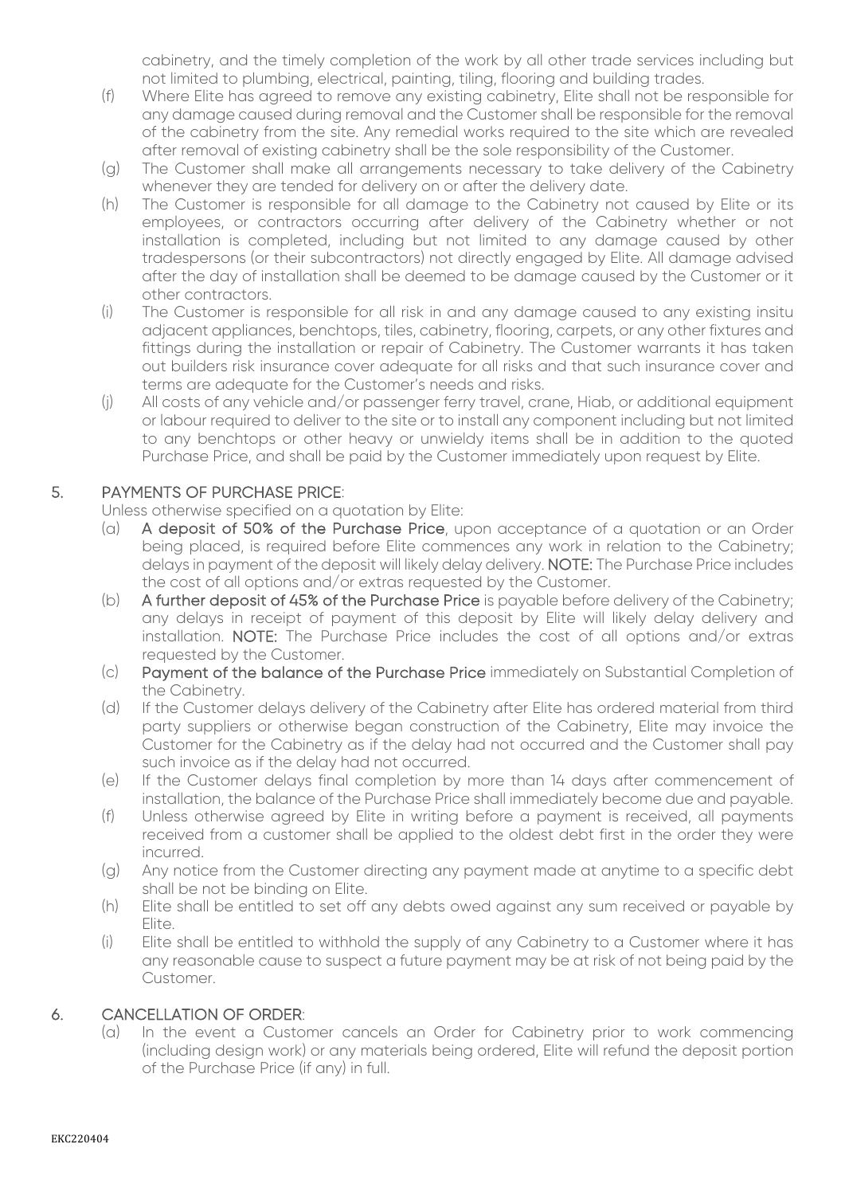cabinetry, and the timely completion of the work by all other trade services including but not limited to plumbing, electrical, painting, tiling, flooring and building trades.

(f) Where Elite has agreed to remove any existing cabinetry, Elite shall not be responsible for any damage caused during removal and the Customer shall be responsible for the removal of the cabinetry from the site. Any remedial works required to the site which are revealed after removal of existing cabinetry shall be the sole responsibility of the Customer.

(g) The Customer shall make all arrangements necessary to take delivery of the Cabinetry whenever they are tended for delivery on or after the delivery date.

(h) The Customer is responsible for all damage to the Cabinetry not caused by Elite or its employees, or contractors occurring after delivery of the Cabinetry whether or not installation is completed, including but not limited to any damage caused by other tradespersons (or their subcontractors) not directly engaged by Elite. All damage advised after the day of installation shall be deemed to be damage caused by the Customer or it other contractors.

(i) The Customer is responsible for all risk in and any damage caused to any existing insitu adjacent appliances, benchtops, tiles, cabinetry, flooring, carpets, or any other fixtures and fittings during the installation or repair of Cabinetry. The Customer warrants it has taken out builders risk insurance cover adequate for all risks and that such insurance cover and terms are adequate for the Customer's needs and risks.

(j) All costs of any vehicle and/or passenger ferry travel, crane, Hiab, or additional equipment or labour required to deliver to the site or to install any component including but not limited to any benchtops or other heavy or unwieldy items shall be in addition to the quoted Purchase Price, and shall be paid by the Customer immediately upon request by Elite.

## 5. PAYMENTS OF PURCHASE PRICE:

Unless otherwise specified on a quotation by Elite:

(a) **A deposit of 50% of the Purchase Price**, upon acceptance of a quotation or an Order being placed, is required before Elite commences any work in relation to the Cabinetry; delays in payment of the deposit will likely delay delivery. **NOTE:** The Purchase Price includes the cost of all options and/or extras requested by the Customer.

(b) **A further deposit of 45% of the Purchase Price** is payable before delivery of the Cabinetry; any delays in receipt of payment of this deposit by Elite will likely delay delivery and installation. **NOTE:** The Purchase Price includes the cost of all options and/or extras requested by the Customer.

(c) **Payment of the balance of the Purchase Price** immediately on Substantial Completion of the Cabinetry.

(d) If the Customer delays delivery of the Cabinetry after Elite has ordered material from third party suppliers or otherwise began construction of the Cabinetry, Elite may invoice the Customer for the Cabinetry as if the delay had not occurred and the Customer shall pay such invoice as if the delay had not occurred.

(e) If the Customer delays final completion by more than 14 days after commencement of installation, the balance of the Purchase Price shall immediately become due and payable.

(f) Unless otherwise agreed by Elite in writing before a payment is received, all payments received from a customer shall be applied to the oldest debt first in the order they were incurred.

(g) Any notice from the Customer directing any payment made at anytime to a specific debt shall be not be binding on Elite.

(h) Elite shall be entitled to set off any debts owed against any sum received or payable by Elite.

(i) Elite shall be entitled to withhold the supply of any Cabinetry to a Customer where it has any reasonable cause to suspect a future payment may be at risk of not being paid by the Customer.

## 6. CANCELLATION OF ORDER:

(a) In the event a Customer cancels an Order for Cabinetry prior to work commencing (including design work) or any materials being ordered, Elite will refund the deposit portion of the Purchase Price (if any) in full.

EKC220404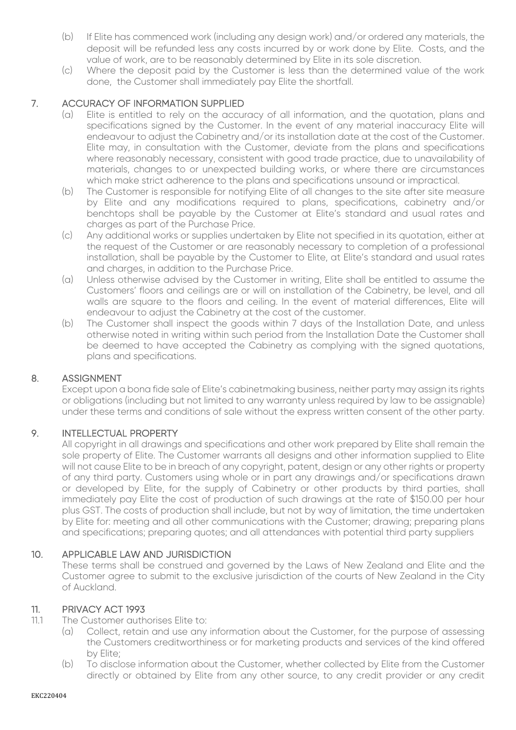(b) If Elite has commenced work (including any design work) and/or ordered any materials, the deposit will be refunded less any costs incurred by or work done by Elite. Costs, and the value of work, are to be reasonably determined by Elite in its sole discretion.

(c) Where the deposit paid by the Customer is less than the determined value of the work done, the Customer shall immediately pay Elite the shortfall.

## 7. ACCURACY OF INFORMATION SUPPLIED

(a) Elite is entitled to rely on the accuracy of all information, and the quotation, plans and specifications signed by the Customer. In the event of any material inaccuracy Elite will endeavour to adjust the Cabinetry and/or its installation date at the cost of the Customer. Elite may, in consultation with the Customer, deviate from the plans and specifications where reasonably necessary, consistent with good trade practice, due to unavailability of materials, changes to or unexpected building works, or where there are circumstances which make strict adherence to the plans and specifications unsound or impractical.

(b) The Customer is responsible for notifying Elite of all changes to the site after site measure by Elite and any modifications required to plans, specifications, cabinetry and/or benchtops shall be payable by the Customer at Elite's standard and usual rates and charges as part of the Purchase Price.

(c) Any additional works or supplies undertaken by Elite not specified in its quotation, either at the request of the Customer or are reasonably necessary to completion of a professional installation, shall be payable by the Customer to Elite, at Elite's standard and usual rates and charges, in addition to the Purchase Price.

(a) Unless otherwise advised by the Customer in writing, Elite shall be entitled to assume the Customers' floors and ceilings are or will on installation of the Cabinetry, be level, and all walls are square to the floors and ceiling. In the event of material differences, Elite will endeavour to adjust the Cabinetry at the cost of the customer.

(b) The Customer shall inspect the goods within 7 days of the Installation Date, and unless otherwise noted in writing within such period from the Installation Date the Customer shall be deemed to have accepted the Cabinetry as complying with the signed quotations, plans and specifications.

## 8. ASSIGNMENT

Except upon a bona fide sale of Elite's cabinetmaking business, neither party may assign its rights or obligations (including but not limited to any warranty unless required by law to be assignable) under these terms and conditions of sale without the express written consent of the other party.

## 9. INTELLECTUAL PROPERTY

All copyright in all drawings and specifications and other work prepared by Elite shall remain the sole property of Elite. The Customer warrants all designs and other information supplied to Elite will not cause Elite to be in breach of any copyright, patent, design or any other rights or property of any third party. Customers using whole or in part any drawings and/or specifications drawn or developed by Elite, for the supply of Cabinetry or other products by third parties, shall immediately pay Elite the cost of production of such drawings at the rate of $150.00 per hour plus GST. The costs of production shall include, but not by way of limitation, the time undertaken by Elite for: meeting and all other communications with the Customer; drawing; preparing plans and specifications; preparing quotes; and all attendances with potential third party suppliers

## 10. APPLICABLE LAW AND JURISDICTION

These terms shall be construed and governed by the Laws of New Zealand and Elite and the Customer agree to submit to the exclusive jurisdiction of the courts of New Zealand in the City of Auckland.

## 11. PRIVACY ACT 1993

11.1 The Customer authorises Elite to:

(a) Collect, retain and use any information about the Customer, for the purpose of assessing the Customers creditworthiness or for marketing products and services of the kind offered by Elite;

(b) To disclose information about the Customer, whether collected by Elite from the Customer directly or obtained by Elite from any other source, to any credit provider or any credit

EKC220404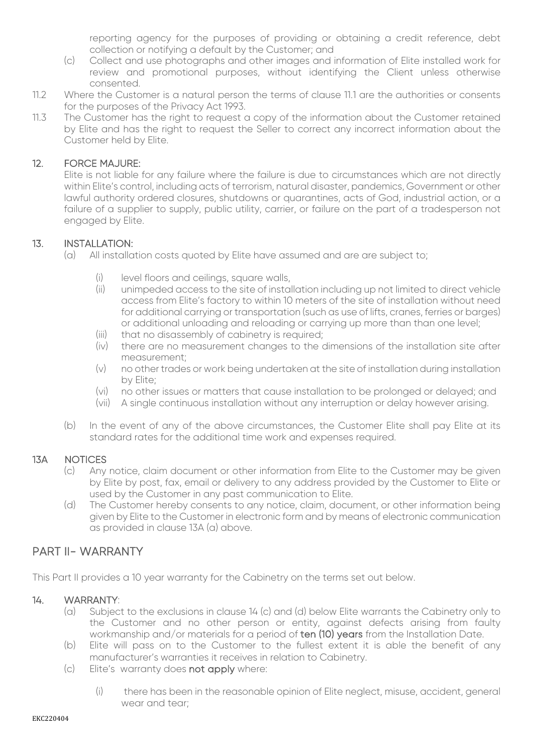reporting agency for the purposes of providing or obtaining a credit reference, debt collection or notifying a default by the Customer; and

(c) Collect and use photographs and other images and information of Elite installed work for review and promotional purposes, without identifying the Client unless otherwise consented.

11.2 Where the Customer is a natural person the terms of clause 11.1 are the authorities or consents for the purposes of the Privacy Act 1993.

11.3 The Customer has the right to request a copy of the information about the Customer retained by Elite and has the right to request the Seller to correct any incorrect information about the Customer held by Elite.

## 12. FORCE MAJURE:

Elite is not liable for any failure where the failure is due to circumstances which are not directly within Elite's control, including acts of terrorism, natural disaster, pandemics, Government or other lawful authority ordered closures, shutdowns or quarantines, acts of God, industrial action, or a failure of a supplier to supply, public utility, carrier, or failure on the part of a tradesperson not engaged by Elite.

## 13. INSTALLATION:

(a) All installation costs quoted by Elite have assumed and are are subject to;

- (i) level floors and ceilings, square walls,
- (ii) unimpeded access to the site of installation including up not limited to direct vehicle access from Elite's factory to within 10 meters of the site of installation without need for additional carrying or transportation (such as use of lifts, cranes, ferries or barges) or additional unloading and reloading or carrying up more than than one level;
- (iii) that no disassembly of cabinetry is required;
- (iv) there are no measurement changes to the dimensions of the installation site after measurement;
- (v) no other trades or work being undertaken at the site of installation during installation by Elite;
- (vi) no other issues or matters that cause installation to be prolonged or delayed; and
- (vii) A single continuous installation without any interruption or delay however arising.

(b) In the event of any of the above circumstances, the Customer Elite shall pay Elite at its standard rates for the additional time work and expenses required.

## 13A NOTICES

(c) Any notice, claim document or other information from Elite to the Customer may be given by Elite by post, fax, email or delivery to any address provided by the Customer to Elite or used by the Customer in any past communication to Elite.

(d) The Customer hereby consents to any notice, claim, document, or other information being given by Elite to the Customer in electronic form and by means of electronic communication as provided in clause 13A (a) above.

# PART II- WARRANTY

This Part II provides a 10 year warranty for the Cabinetry on the terms set out below.

## 14. WARRANTY:

(a) Subject to the exclusions in clause 14 (c) and (d) below Elite warrants the Cabinetry only to the Customer and no other person or entity, against defects arising from faulty workmanship and/or materials for a period of **ten (10) years** from the Installation Date.

(b) Elite will pass on to the Customer to the fullest extent it is able the benefit of any manufacturer's warranties it receives in relation to Cabinetry.

(c) Elite's warranty does **not apply** where:

- (i) there has been in the reasonable opinion of Elite neglect, misuse, accident, general wear and tear;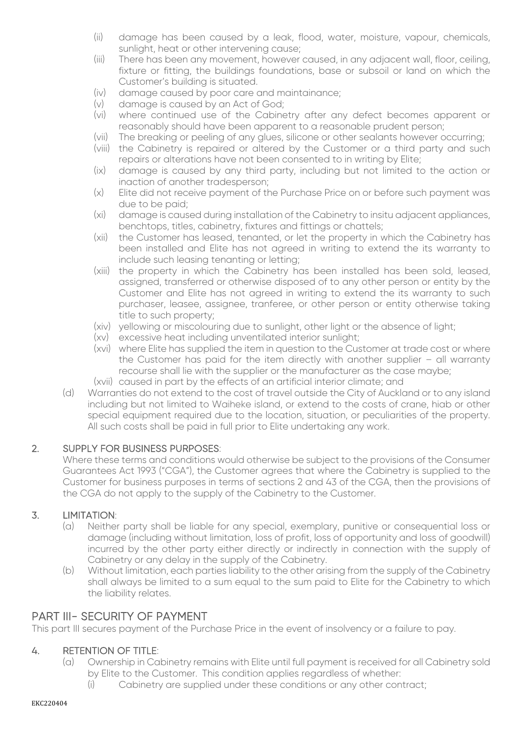(ii) damage has been caused by a leak, flood, water, moisture, vapour, chemicals, sunlight, heat or other intervening cause;

(iii) There has been any movement, however caused, in any adjacent wall, floor, ceiling, fixture or fitting, the buildings foundations, base or subsoil or land on which the Customer's building is situated.

(iv) damage caused by poor care and maintainance;

(v) damage is caused by an Act of God;

(vi) where continued use of the Cabinetry after any defect becomes apparent or reasonably should have been apparent to a reasonable prudent person;

(vii) The breaking or peeling of any glues, silicone or other sealants however occurring;

(viii) the Cabinetry is repaired or altered by the Customer or a third party and such repairs or alterations have not been consented to in writing by Elite;

(ix) damage is caused by any third party, including but not limited to the action or inaction of another tradesperson;

(x) Elite did not receive payment of the Purchase Price on or before such payment was due to be paid;

(xi) damage is caused during installation of the Cabinetry to insitu adjacent appliances, benchtops, titles, cabinetry, fixtures and fittings or chattels;

(xii) the Customer has leased, tenanted, or let the property in which the Cabinetry has been installed and Elite has not agreed in writing to extend the its warranty to include such leasing tenanting or letting;

(xiii) the property in which the Cabinetry has been installed has been sold, leased, assigned, transferred or otherwise disposed of to any other person or entity by the Customer and Elite has not agreed in writing to extend the its warranty to such purchaser, leasee, assignee, tranferee, or other person or entity otherwise taking title to such property;

(xiv) yellowing or miscolouring due to sunlight, other light or the absence of light;

(xv) excessive heat including unventilated interior sunlight;

(xvi) where Elite has supplied the item in question to the Customer at trade cost or where the Customer has paid for the item directly with another supplier – all warranty recourse shall lie with the supplier or the manufacturer as the case maybe;

(xvii) caused in part by the effects of an artificial interior climate; and

(d) Warranties do not extend to the cost of travel outside the City of Auckland or to any island including but not limited to Waiheke island, or extend to the costs of crane, hiab or other special equipment required due to the location, situation, or peculiarities of the property. All such costs shall be paid in full prior to Elite undertaking any work.

### 2. SUPPLY FOR BUSINESS PURPOSES:

Where these terms and conditions would otherwise be subject to the provisions of the Consumer Guarantees Act 1993 ("CGA"), the Customer agrees that where the Cabinetry is supplied to the Customer for business purposes in terms of sections 2 and 43 of the CGA, then the provisions of the CGA do not apply to the supply of the Cabinetry to the Customer.

### 3. LIMITATION:

(a) Neither party shall be liable for any special, exemplary, punitive or consequential loss or damage (including without limitation, loss of profit, loss of opportunity and loss of goodwill) incurred by the other party either directly or indirectly in connection with the supply of Cabinetry or any delay in the supply of the Cabinetry.

(b) Without limitation, each parties liability to the other arising from the supply of the Cabinetry shall always be limited to a sum equal to the sum paid to Elite for the Cabinetry to which the liability relates.

## PART III- SECURITY OF PAYMENT

This part III secures payment of the Purchase Price in the event of insolvency or a failure to pay.

### 4. RETENTION OF TITLE:

(a) Ownership in Cabinetry remains with Elite until full payment is received for all Cabinetry sold by Elite to the Customer. This condition applies regardless of whether:

(i) Cabinetry are supplied under these conditions or any other contract;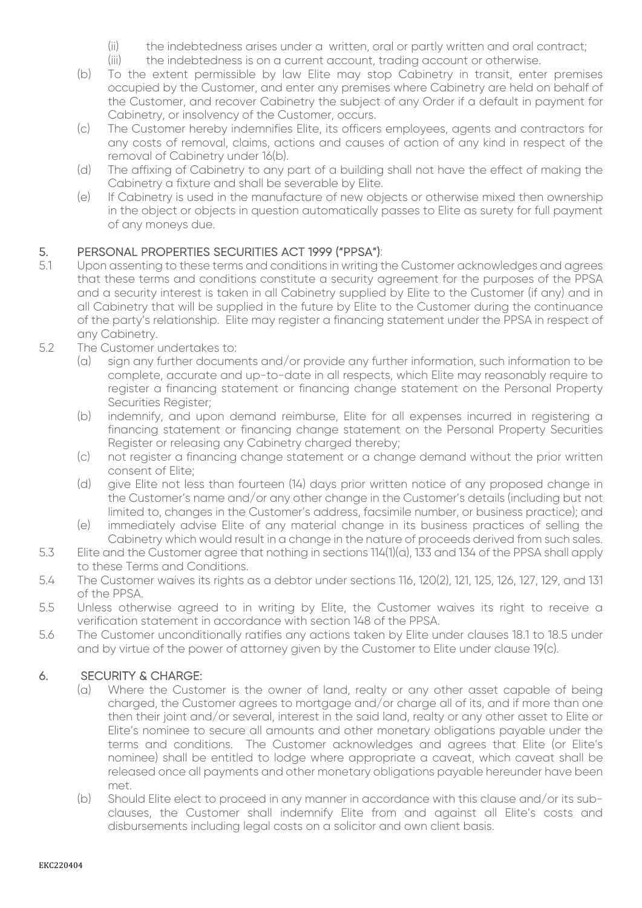(ii) the indebtedness arises under a written, oral or partly written and oral contract;
(iii) the indebtedness is on a current account, trading account or otherwise.

(b) To the extent permissible by law Elite may stop Cabinetry in transit, enter premises occupied by the Customer, and enter any premises where Cabinetry are held on behalf of the Customer, and recover Cabinetry the subject of any Order if a default in payment for Cabinetry, or insolvency of the Customer, occurs.

(c) The Customer hereby indemnifies Elite, its officers employees, agents and contractors for any costs of removal, claims, actions and causes of action of any kind in respect of the removal of Cabinetry under 16(b).

(d) The affixing of Cabinetry to any part of a building shall not have the effect of making the Cabinetry a fixture and shall be severable by Elite.

(e) If Cabinetry is used in the manufacture of new objects or otherwise mixed then ownership in the object or objects in question automatically passes to Elite as surety for full payment of any moneys due.

## 5. PERSONAL PROPERTIES SECURITIES ACT 1999 ("PPSA"):

5.1 Upon assenting to these terms and conditions in writing the Customer acknowledges and agrees that these terms and conditions constitute a security agreement for the purposes of the PPSA and a security interest is taken in all Cabinetry supplied by Elite to the Customer (if any) and in all Cabinetry that will be supplied in the future by Elite to the Customer during the continuance of the party's relationship. Elite may register a financing statement under the PPSA in respect of any Cabinetry.

5.2 The Customer undertakes to:

(a) sign any further documents and/or provide any further information, such information to be complete, accurate and up-to-date in all respects, which Elite may reasonably require to register a financing statement or financing change statement on the Personal Property Securities Register;

(b) indemnify, and upon demand reimburse, Elite for all expenses incurred in registering a financing statement or financing change statement on the Personal Property Securities Register or releasing any Cabinetry charged thereby;

(c) not register a financing change statement or a change demand without the prior written consent of Elite;

(d) give Elite not less than fourteen (14) days prior written notice of any proposed change in the Customer's name and/or any other change in the Customer's details (including but not limited to, changes in the Customer's address, facsimile number, or business practice); and

(e) immediately advise Elite of any material change in its business practices of selling the Cabinetry which would result in a change in the nature of proceeds derived from such sales.

5.3 Elite and the Customer agree that nothing in sections 114(1)(a), 133 and 134 of the PPSA shall apply to these Terms and Conditions.

5.4 The Customer waives its rights as a debtor under sections 116, 120(2), 121, 125, 126, 127, 129, and 131 of the PPSA.

5.5 Unless otherwise agreed to in writing by Elite, the Customer waives its right to receive a verification statement in accordance with section 148 of the PPSA.

5.6 The Customer unconditionally ratifies any actions taken by Elite under clauses 18.1 to 18.5 under and by virtue of the power of attorney given by the Customer to Elite under clause 19(c).

## 6. SECURITY & CHARGE:

(a) Where the Customer is the owner of land, realty or any other asset capable of being charged, the Customer agrees to mortgage and/or charge all of its, and if more than one then their joint and/or several, interest in the said land, realty or any other asset to Elite or Elite's nominee to secure all amounts and other monetary obligations payable under the terms and conditions. The Customer acknowledges and agrees that Elite (or Elite's nominee) shall be entitled to lodge where appropriate a caveat, which caveat shall be released once all payments and other monetary obligations payable hereunder have been met.

(b) Should Elite elect to proceed in any manner in accordance with this clause and/or its sub-clauses, the Customer shall indemnify Elite from and against all Elite's costs and disbursements including legal costs on a solicitor and own client basis.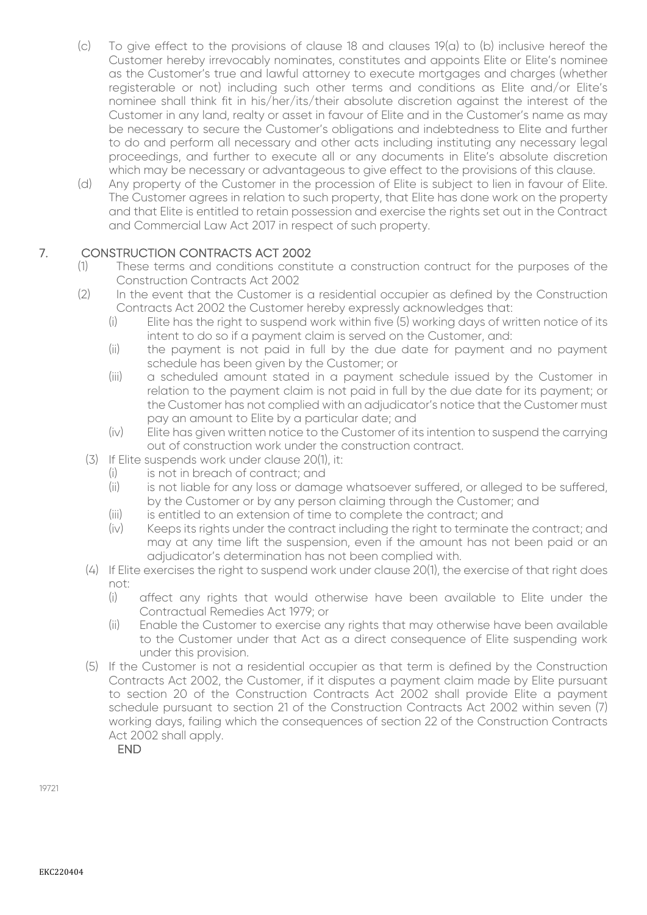(c) To give effect to the provisions of clause 18 and clauses 19(a) to (b) inclusive hereof the Customer hereby irrevocably nominates, constitutes and appoints Elite or Elite's nominee as the Customer's true and lawful attorney to execute mortgages and charges (whether registerable or not) including such other terms and conditions as Elite and/or Elite's nominee shall think fit in his/her/its/their absolute discretion against the interest of the Customer in any land, realty or asset in favour of Elite and in the Customer's name as may be necessary to secure the Customer's obligations and indebtedness to Elite and further to do and perform all necessary and other acts including instituting any necessary legal proceedings, and further to execute all or any documents in Elite's absolute discretion which may be necessary or advantageous to give effect to the provisions of this clause.

(d) Any property of the Customer in the procession of Elite is subject to lien in favour of Elite. The Customer agrees in relation to such property, that Elite has done work on the property and that Elite is entitled to retain possession and exercise the rights set out in the Contract and Commercial Law Act 2017 in respect of such property.

## 7. CONSTRUCTION CONTRACTS ACT 2002

(1) These terms and conditions constitute a construction contruct for the purposes of the Construction Contracts Act 2002

(2) In the event that the Customer is a residential occupier as defined by the Construction Contracts Act 2002 the Customer hereby expressly acknowledges that:

- (i) Elite has the right to suspend work within five (5) working days of written notice of its intent to do so if a payment claim is served on the Customer, and:
- (ii) the payment is not paid in full by the due date for payment and no payment schedule has been given by the Customer; or
- (iii) a scheduled amount stated in a payment schedule issued by the Customer in relation to the payment claim is not paid in full by the due date for its payment; or the Customer has not complied with an adjudicator's notice that the Customer must pay an amount to Elite by a particular date; and
- (iv) Elite has given written notice to the Customer of its intention to suspend the carrying out of construction work under the construction contract.

(3) If Elite suspends work under clause 20(1), it:

- (i) is not in breach of contract; and
- (ii) is not liable for any loss or damage whatsoever suffered, or alleged to be suffered, by the Customer or by any person claiming through the Customer; and
- (iii) is entitled to an extension of time to complete the contract; and
- (iv) Keeps its rights under the contract including the right to terminate the contract; and may at any time lift the suspension, even if the amount has not been paid or an adjudicator's determination has not been complied with.

(4) If Elite exercises the right to suspend work under clause 20(1), the exercise of that right does not:

- (i) affect any rights that would otherwise have been available to Elite under the Contractual Remedies Act 1979; or
- (ii) Enable the Customer to exercise any rights that may otherwise have been available to the Customer under that Act as a direct consequence of Elite suspending work under this provision.

(5) If the Customer is not a residential occupier as that term is defined by the Construction Contracts Act 2002, the Customer, if it disputes a payment claim made by Elite pursuant to section 20 of the Construction Contracts Act 2002 shall provide Elite a payment schedule pursuant to section 21 of the Construction Contracts Act 2002 within seven (7) working days, failing which the consequences of section 22 of the Construction Contracts Act 2002 shall apply.

**END**

19721

EKC220404